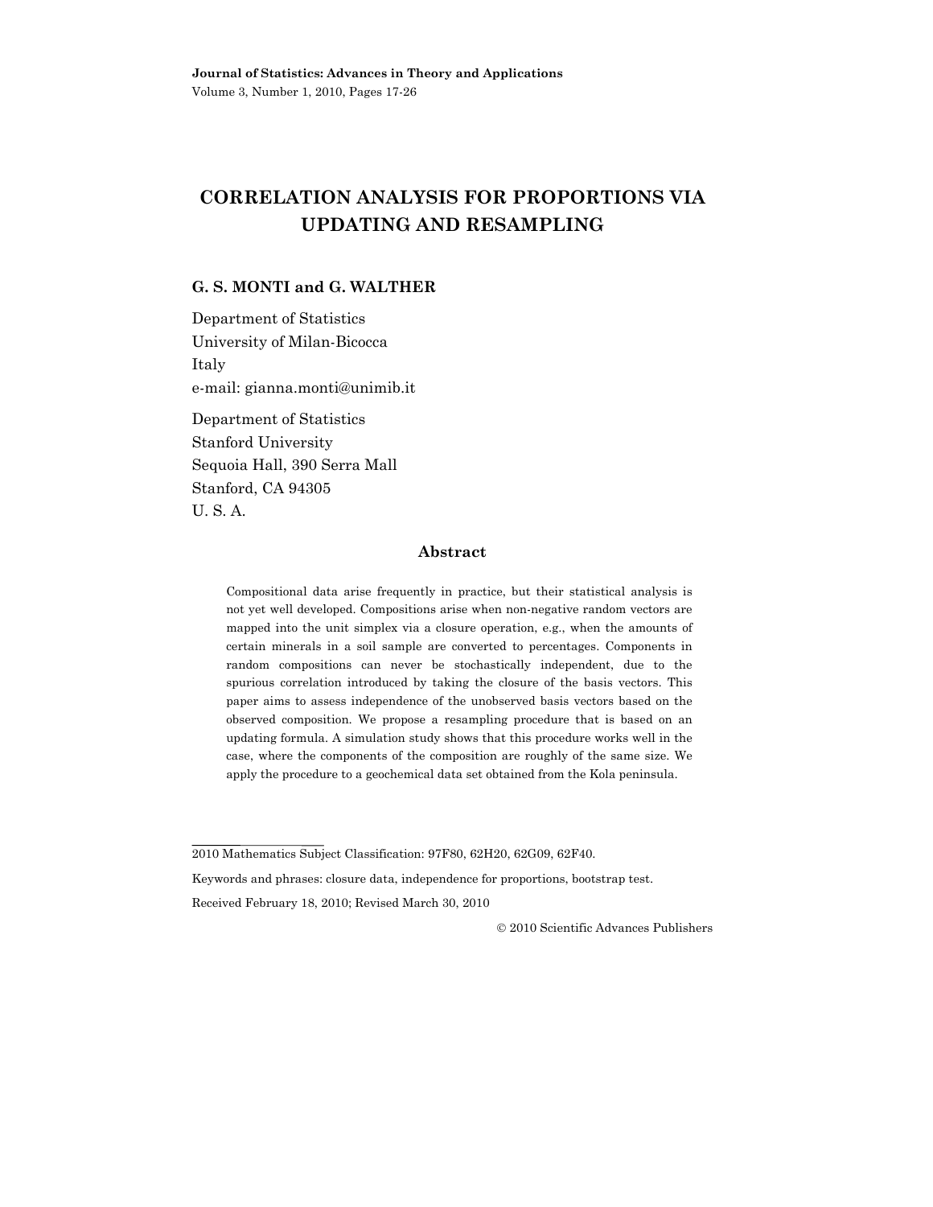# CORRELATION ANALYSIS FOR PROPORTIONS VIA UPDATING AND RESAMPLING

**G. S. MONTI and G. WALTHER**

Department of Statistics
University of Milan-Bicocca
Italy
e-mail: gianna.monti@unimib.it

Department of Statistics
Stanford University
Sequoia Hall, 390 Serra Mall
Stanford, CA 94305
U. S. A.

## Abstract

Compositional data arise frequently in practice, but their statistical analysis is not yet well developed. Compositions arise when non-negative random vectors are mapped into the unit simplex via a closure operation, e.g., when the amounts of certain minerals in a soil sample are converted to percentages. Components in random compositions can never be stochastically independent, due to the spurious correlation introduced by taking the closure of the basis vectors. This paper aims to assess independence of the unobserved basis vectors based on the observed composition. We propose a resampling procedure that is based on an updating formula. A simulation study shows that this procedure works well in the case, where the components of the composition are roughly of the same size. We apply the procedure to a geochemical data set obtained from the Kola peninsula.

---

2010 Mathematics Subject Classification: 97F80, 62H20, 62G09, 62F40.

Keywords and phrases: closure data, independence for proportions, bootstrap test.

Received February 18, 2010; Revised March 30, 2010

© 2010 Scientific Advances Publishers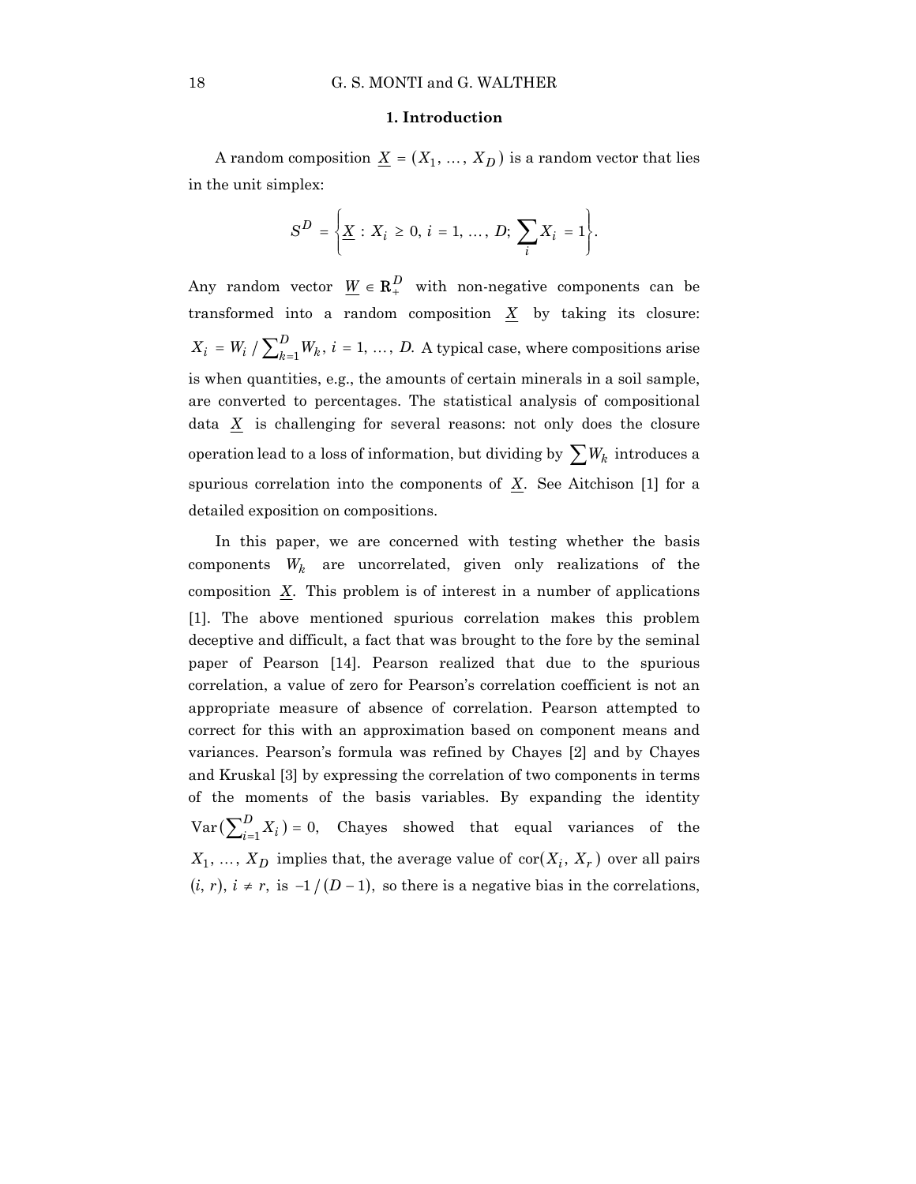## 1. Introduction

A random composition $\underline{X} = (X_1, \ldots, X_D)$ is a random vector that lies in the unit simplex:

$$S^D = \left\{ \underline{X} : X_i \geq 0, \; i = 1, \ldots, D; \; \sum_i X_i = 1 \right\}.$$

Any random vector $\underline{W} \in \mathbf{R}_+^D$ with non-negative components can be transformed into a random composition $\underline{X}$ by taking its closure: $X_i = W_i / \sum_{k=1}^D W_k$, $i = 1, \ldots, D$. A typical case, where compositions arise is when quantities, e.g., the amounts of certain minerals in a soil sample, are converted to percentages. The statistical analysis of compositional data $\underline{X}$ is challenging for several reasons: not only does the closure operation lead to a loss of information, but dividing by $\sum W_k$ introduces a spurious correlation into the components of $\underline{X}$. See Aitchison [1] for a detailed exposition on compositions.

In this paper, we are concerned with testing whether the basis components $W_k$ are uncorrelated, given only realizations of the composition $\underline{X}$. This problem is of interest in a number of applications [1]. The above mentioned spurious correlation makes this problem deceptive and difficult, a fact that was brought to the fore by the seminal paper of Pearson [14]. Pearson realized that due to the spurious correlation, a value of zero for Pearson's correlation coefficient is not an appropriate measure of absence of correlation. Pearson attempted to correct for this with an approximation based on component means and variances. Pearson's formula was refined by Chayes [2] and by Chayes and Kruskal [3] by expressing the correlation of two components in terms of the moments of the basis variables. By expanding the identity $\operatorname{Var}(\sum_{i=1}^D X_i) = 0$, Chayes showed that equal variances of the $X_1, \ldots, X_D$ implies that, the average value of $\operatorname{cor}(X_i, X_r)$ over all pairs $(i, r)$, $i \neq r$, is $-1/(D-1)$, so there is a negative bias in the correlations,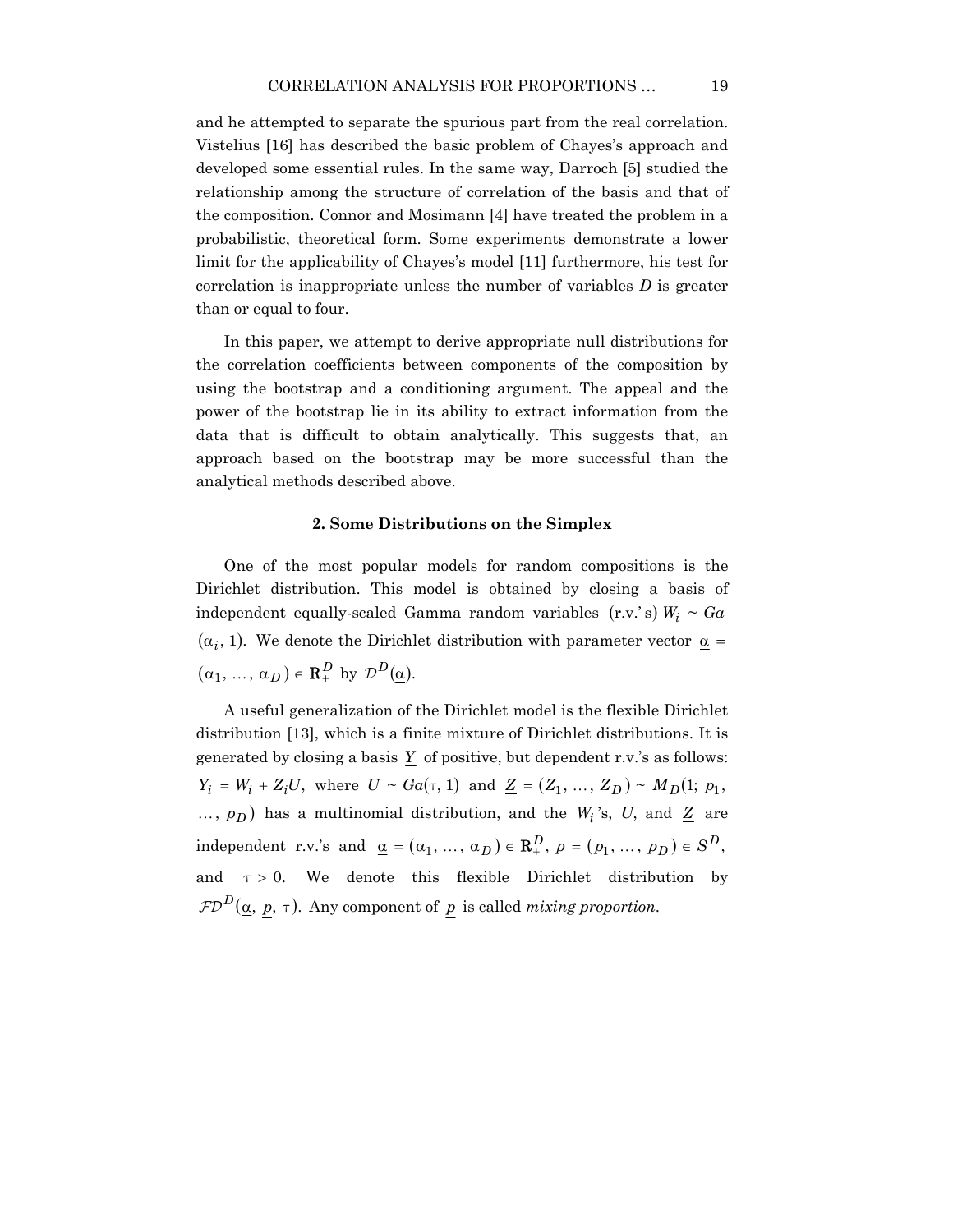and he attempted to separate the spurious part from the real correlation. Vistelius [16] has described the basic problem of Chayes's approach and developed some essential rules. In the same way, Darroch [5] studied the relationship among the structure of correlation of the basis and that of the composition. Connor and Mosimann [4] have treated the problem in a probabilistic, theoretical form. Some experiments demonstrate a lower limit for the applicability of Chayes's model [11] furthermore, his test for correlation is inappropriate unless the number of variables $D$ is greater than or equal to four.

In this paper, we attempt to derive appropriate null distributions for the correlation coefficients between components of the composition by using the bootstrap and a conditioning argument. The appeal and the power of the bootstrap lie in its ability to extract information from the data that is difficult to obtain analytically. This suggests that, an approach based on the bootstrap may be more successful than the analytical methods described above.

## 2. Some Distributions on the Simplex

One of the most popular models for random compositions is the Dirichlet distribution. This model is obtained by closing a basis of independent equally-scaled Gamma random variables (r.v.'s) $W_i \sim Ga(\alpha_i, 1)$. We denote the Dirichlet distribution with parameter vector $\underline{\alpha} = (\alpha_1, \ldots, \alpha_D) \in \mathbf{R}_+^D$ by $\mathcal{D}^D(\underline{\alpha})$.

A useful generalization of the Dirichlet model is the flexible Dirichlet distribution [13], which is a finite mixture of Dirichlet distributions. It is generated by closing a basis $\underline{Y}$ of positive, but dependent r.v.'s as follows: $Y_i = W_i + Z_i U$, where $U \sim Ga(\tau, 1)$ and $\underline{Z} = (Z_1, \ldots, Z_D) \sim M_D(1; p_1, \ldots, p_D)$ has a multinomial distribution, and the $W_i$'s, $U$, and $\underline{Z}$ are independent r.v.'s and $\underline{\alpha} = (\alpha_1, \ldots, \alpha_D) \in \mathbf{R}_+^D$, $\underline{p} = (p_1, \ldots, p_D) \in S^D$, and $\tau > 0$. We denote this flexible Dirichlet distribution by $\mathcal{FD}^D(\underline{\alpha}, \underline{p}, \tau)$. Any component of $\underline{p}$ is called *mixing proportion*.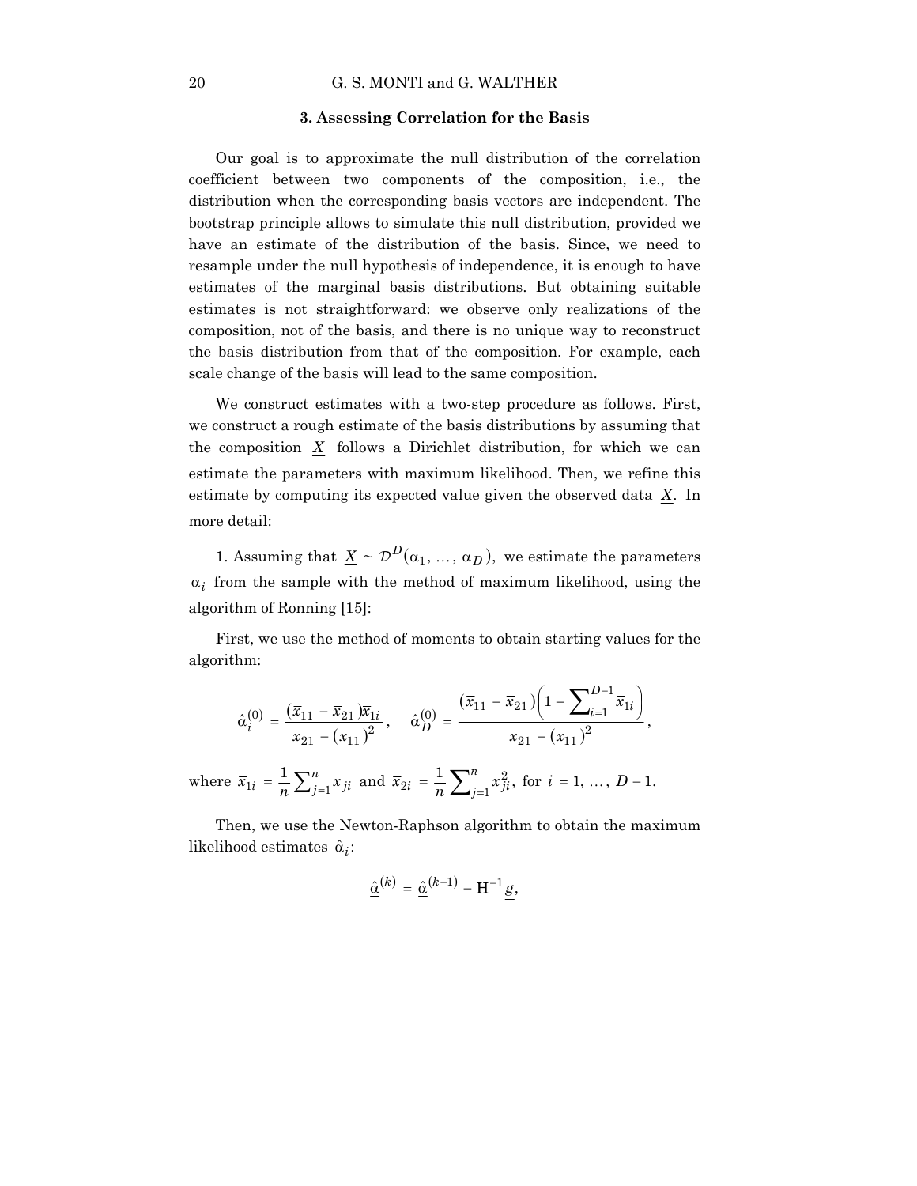### 3. Assessing Correlation for the Basis

Our goal is to approximate the null distribution of the correlation coefficient between two components of the composition, i.e., the distribution when the corresponding basis vectors are independent. The bootstrap principle allows to simulate this null distribution, provided we have an estimate of the distribution of the basis. Since, we need to resample under the null hypothesis of independence, it is enough to have estimates of the marginal basis distributions. But obtaining suitable estimates is not straightforward: we observe only realizations of the composition, not of the basis, and there is no unique way to reconstruct the basis distribution from that of the composition. For example, each scale change of the basis will lead to the same composition.

We construct estimates with a two-step procedure as follows. First, we construct a rough estimate of the basis distributions by assuming that the composition $\underline{X}$ follows a Dirichlet distribution, for which we can estimate the parameters with maximum likelihood. Then, we refine this estimate by computing its expected value given the observed data $\underline{X}$. In more detail:

1. Assuming that $\underline{X} \sim \mathcal{D}^D(\alpha_1, \ldots, \alpha_D)$, we estimate the parameters $\alpha_i$ from the sample with the method of maximum likelihood, using the algorithm of Ronning [15]:

First, we use the method of moments to obtain starting values for the algorithm:

$$\hat{\alpha}_i^{(0)} = \frac{(\bar{x}_{11} - \bar{x}_{21})\bar{x}_{1i}}{\bar{x}_{21} - (\bar{x}_{11})^2}, \quad \hat{\alpha}_D^{(0)} = \frac{(\bar{x}_{11} - \bar{x}_{21})\left(1 - \sum_{i=1}^{D-1} \bar{x}_{1i}\right)}{\bar{x}_{21} - (\bar{x}_{11})^2},$$

where $\bar{x}_{1i} = \frac{1}{n}\sum_{j=1}^{n} x_{ji}$ and $\bar{x}_{2i} = \frac{1}{n}\sum_{j=1}^{n} x_{ji}^2$, for $i = 1, \ldots, D-1$.

Then, we use the Newton-Raphson algorithm to obtain the maximum likelihood estimates $\hat{\alpha}_i$:

$$\underline{\hat{\alpha}}^{(k)} = \underline{\hat{\alpha}}^{(k-1)} - \mathrm{H}^{-1}\underline{g},$$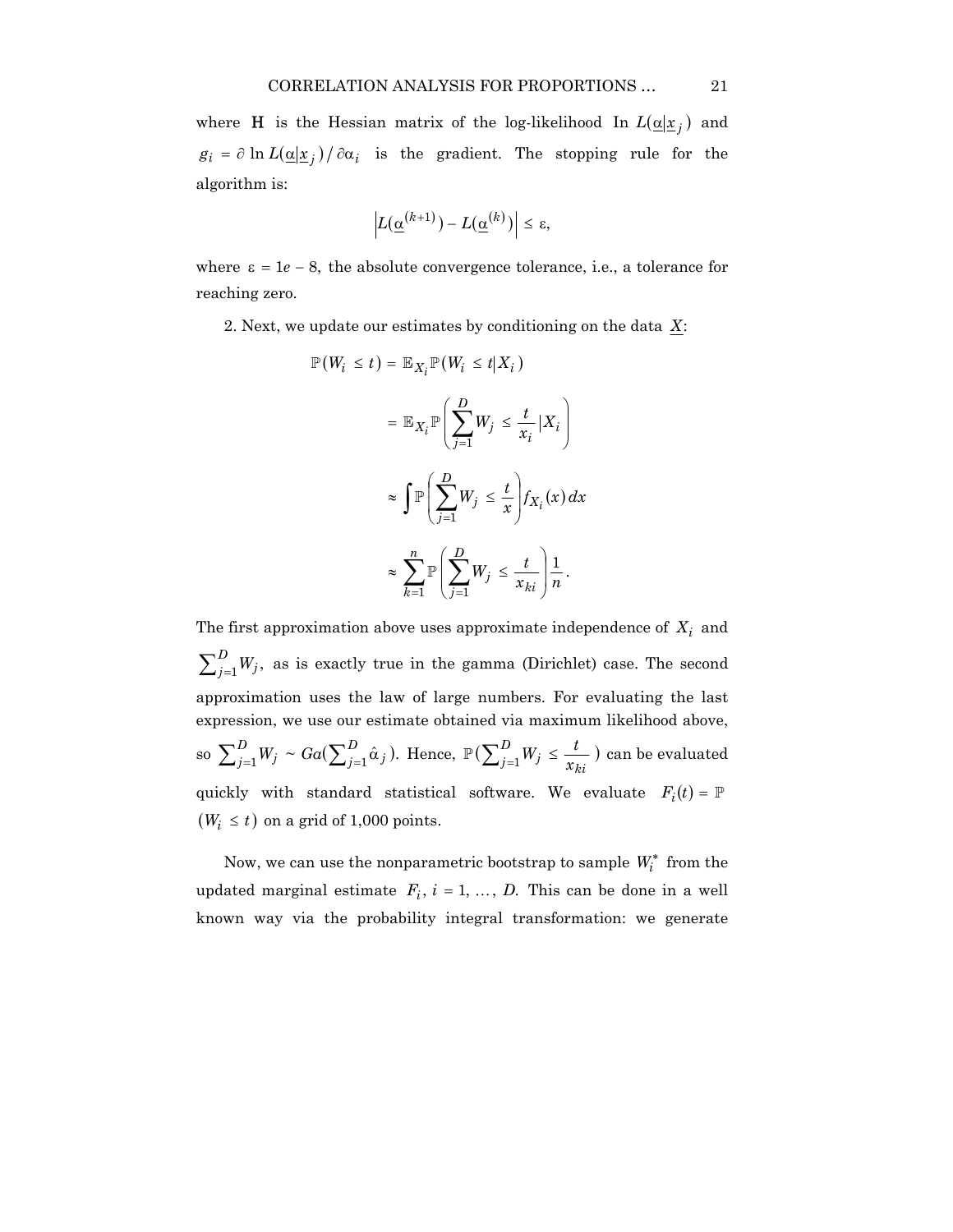where $\mathbf{H}$ is the Hessian matrix of the log-likelihood $\ln L(\underline{\alpha}|\underline{x}_j)$ and $g_i = \partial \ln L(\underline{\alpha}|\underline{x}_j)/\partial\alpha_i$ is the gradient. The stopping rule for the algorithm is:

$$\left| L(\underline{\alpha}^{(k+1)}) - L(\underline{\alpha}^{(k)}) \right| \leq \varepsilon,$$

where $\varepsilon = 1e - 8$, the absolute convergence tolerance, i.e., a tolerance for reaching zero.

2. Next, we update our estimates by conditioning on the data $\underline{X}$:

$$\begin{aligned}
\mathbb{P}(W_i \leq t) &= \mathbb{E}_{X_i}\mathbb{P}(W_i \leq t | X_i) \\
&= \mathbb{E}_{X_i}\mathbb{P}\left(\sum_{j=1}^{D} W_j \leq \frac{t}{x_i} | X_i\right) \\
&\approx \int \mathbb{P}\left(\sum_{j=1}^{D} W_j \leq \frac{t}{x}\right) f_{X_i}(x)\,dx \\
&\approx \sum_{k=1}^{n} \mathbb{P}\left(\sum_{j=1}^{D} W_j \leq \frac{t}{x_{ki}}\right)\frac{1}{n}.
\end{aligned}$$

The first approximation above uses approximate independence of $X_i$ and $\sum_{j=1}^{D} W_j$, as is exactly true in the gamma (Dirichlet) case. The second approximation uses the law of large numbers. For evaluating the last expression, we use our estimate obtained via maximum likelihood above, so $\sum_{j=1}^{D} W_j \sim Ga(\sum_{j=1}^{D} \hat{\alpha}_j)$. Hence, $\mathbb{P}(\sum_{j=1}^{D} W_j \leq \frac{t}{x_{ki}})$ can be evaluated quickly with standard statistical software. We evaluate $F_i(t) = \mathbb{P}(W_i \leq t)$ on a grid of 1,000 points.

Now, we can use the nonparametric bootstrap to sample $W_i^*$ from the updated marginal estimate $F_i$, $i = 1, \ldots, D$. This can be done in a well known way via the probability integral transformation: we generate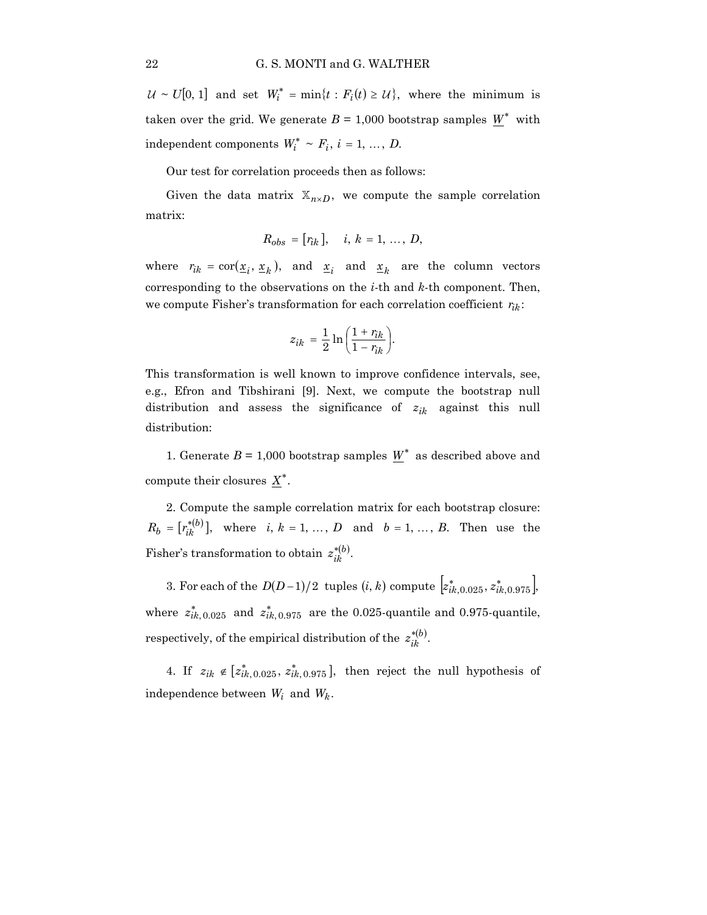$\mathcal{U} \sim U[0, 1]$ and set $W_i^* = \min\{t : F_i(t) \geq \mathcal{U}\}$, where the minimum is taken over the grid. We generate $B = 1{,}000$ bootstrap samples $\underline{W}^*$ with independent components $W_i^* \sim F_i$, $i = 1, \dots, D$.

Our test for correlation proceeds then as follows:

Given the data matrix $\mathbb{X}_{n \times D}$, we compute the sample correlation matrix:

$$R_{obs} = [r_{ik}], \quad i, k = 1, \dots, D,$$

where $r_{ik} = \text{cor}(\underline{x}_i, \underline{x}_k)$, and $\underline{x}_i$ and $\underline{x}_k$ are the column vectors corresponding to the observations on the $i$-th and $k$-th component. Then, we compute Fisher's transformation for each correlation coefficient $r_{ik}$:

$$z_{ik} = \frac{1}{2} \ln \left( \frac{1 + r_{ik}}{1 - r_{ik}} \right).$$

This transformation is well known to improve confidence intervals, see, e.g., Efron and Tibshirani [9]. Next, we compute the bootstrap null distribution and assess the significance of $z_{ik}$ against this null distribution:

1. Generate $B = 1{,}000$ bootstrap samples $\underline{W}^*$ as described above and compute their closures $\underline{X}^*$.

2. Compute the sample correlation matrix for each bootstrap closure: $R_b = [r_{ik}^{*(b)}]$, where $i, k = 1, \dots, D$ and $b = 1, \dots, B$. Then use the Fisher's transformation to obtain $z_{ik}^{*(b)}$.

3. For each of the $D(D-1)/2$ tuples $(i, k)$ compute $\left[z_{ik, 0.025}^*, z_{ik, 0.975}^*\right]$, where $z_{ik, 0.025}^*$ and $z_{ik, 0.975}^*$ are the 0.025-quantile and 0.975-quantile, respectively, of the empirical distribution of the $z_{ik}^{*(b)}$.

4. If $z_{ik} \notin [z_{ik, 0.025}^*, z_{ik, 0.975}^*]$, then reject the null hypothesis of independence between $W_i$ and $W_k$.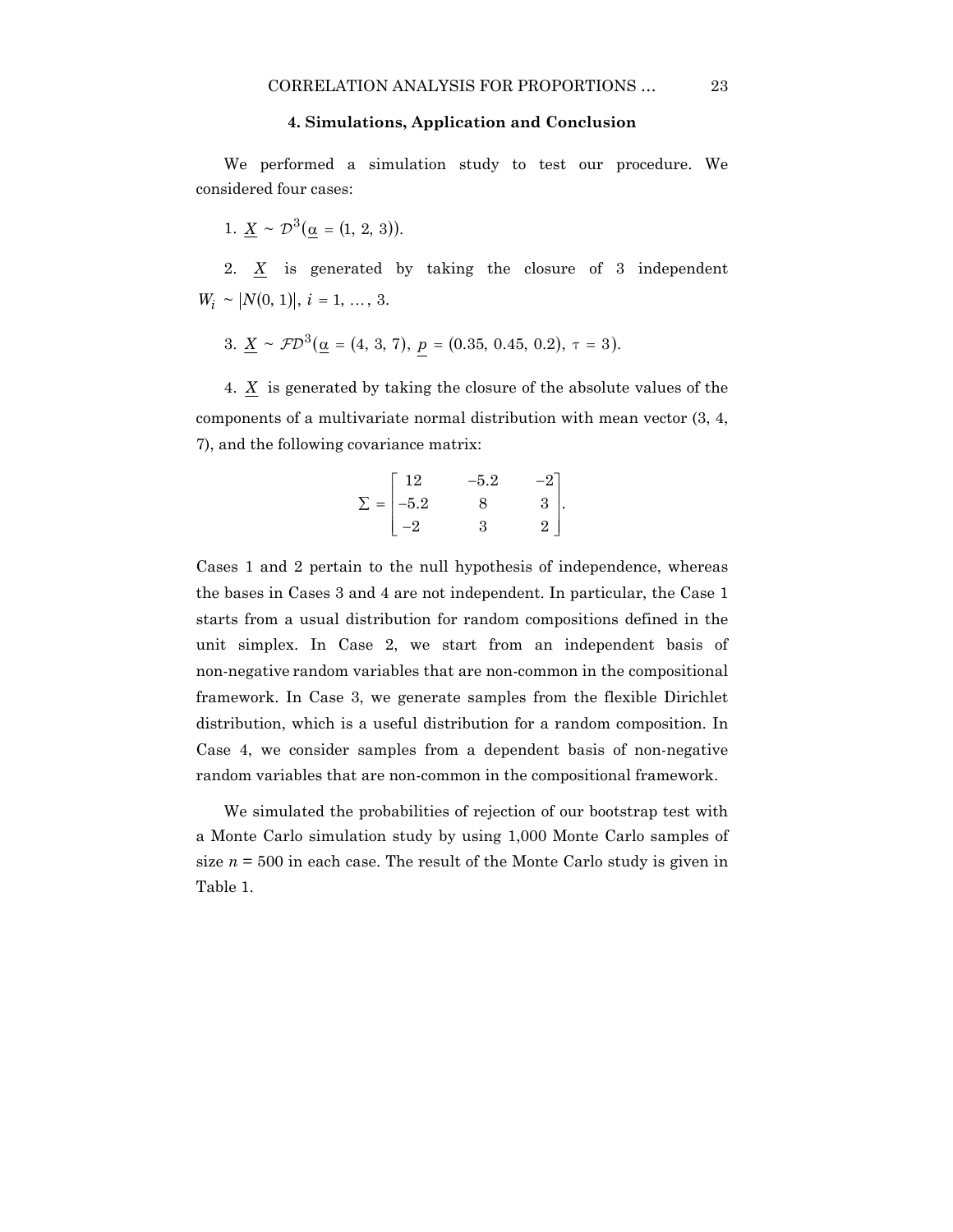## 4. Simulations, Application and Conclusion

We performed a simulation study to test our procedure. We considered four cases:

1. $\underline{X} \sim \mathcal{D}^3(\underline{\alpha} = (1, 2, 3))$.

2. $\underline{X}$ is generated by taking the closure of 3 independent $W_i \sim |N(0, 1)|$, $i = 1, \ldots, 3$.

3. $\underline{X} \sim \mathcal{FD}^3(\underline{\alpha} = (4, 3, 7), \ \underline{p} = (0.35, 0.45, 0.2), \ \tau = 3)$.

4. $\underline{X}$ is generated by taking the closure of the absolute values of the components of a multivariate normal distribution with mean vector (3, 4, 7), and the following covariance matrix:

$$\Sigma = \begin{bmatrix} 12 & -5.2 & -2 \\ -5.2 & 8 & 3 \\ -2 & 3 & 2 \end{bmatrix}.$$

Cases 1 and 2 pertain to the null hypothesis of independence, whereas the bases in Cases 3 and 4 are not independent. In particular, the Case 1 starts from a usual distribution for random compositions defined in the unit simplex. In Case 2, we start from an independent basis of non-negative random variables that are non-common in the compositional framework. In Case 3, we generate samples from the flexible Dirichlet distribution, which is a useful distribution for a random composition. In Case 4, we consider samples from a dependent basis of non-negative random variables that are non-common in the compositional framework.

We simulated the probabilities of rejection of our bootstrap test with a Monte Carlo simulation study by using 1,000 Monte Carlo samples of size $n = 500$ in each case. The result of the Monte Carlo study is given in Table 1.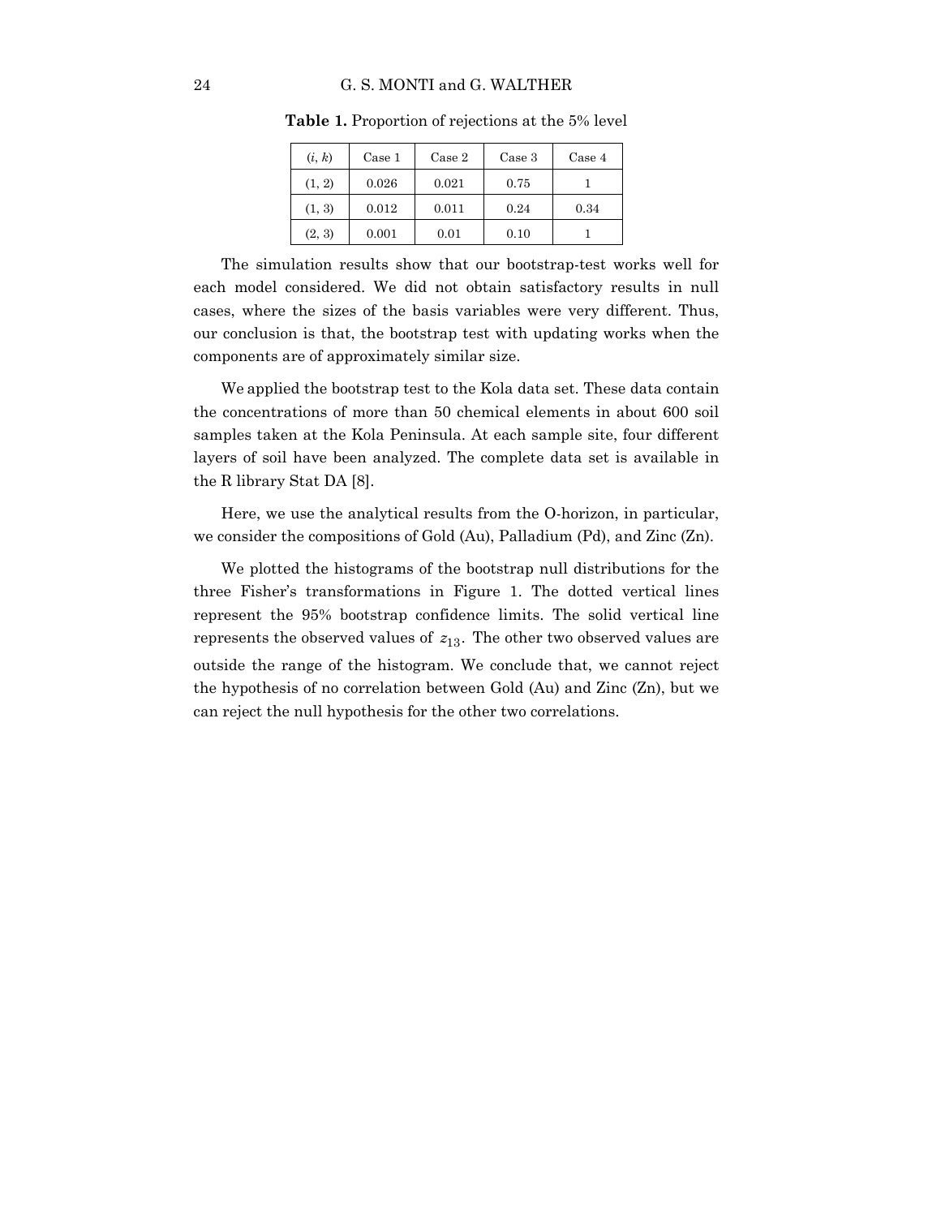**Table 1.** Proportion of rejections at the 5% level

| $(i, k)$ | Case 1 | Case 2 | Case 3 | Case 4 |
|---|---|---|---|---|
| (1, 2) | 0.026 | 0.021 | 0.75 | 1 |
| (1, 3) | 0.012 | 0.011 | 0.24 | 0.34 |
| (2, 3) | 0.001 | 0.01 | 0.10 | 1 |

The simulation results show that our bootstrap-test works well for each model considered. We did not obtain satisfactory results in null cases, where the sizes of the basis variables were very different. Thus, our conclusion is that, the bootstrap test with updating works when the components are of approximately similar size.

We applied the bootstrap test to the Kola data set. These data contain the concentrations of more than 50 chemical elements in about 600 soil samples taken at the Kola Peninsula. At each sample site, four different layers of soil have been analyzed. The complete data set is available in the R library Stat DA [8].

Here, we use the analytical results from the O-horizon, in particular, we consider the compositions of Gold (Au), Palladium (Pd), and Zinc (Zn).

We plotted the histograms of the bootstrap null distributions for the three Fisher's transformations in Figure 1. The dotted vertical lines represent the 95% bootstrap confidence limits. The solid vertical line represents the observed values of $z_{13}$. The other two observed values are outside the range of the histogram. We conclude that, we cannot reject the hypothesis of no correlation between Gold (Au) and Zinc (Zn), but we can reject the null hypothesis for the other two correlations.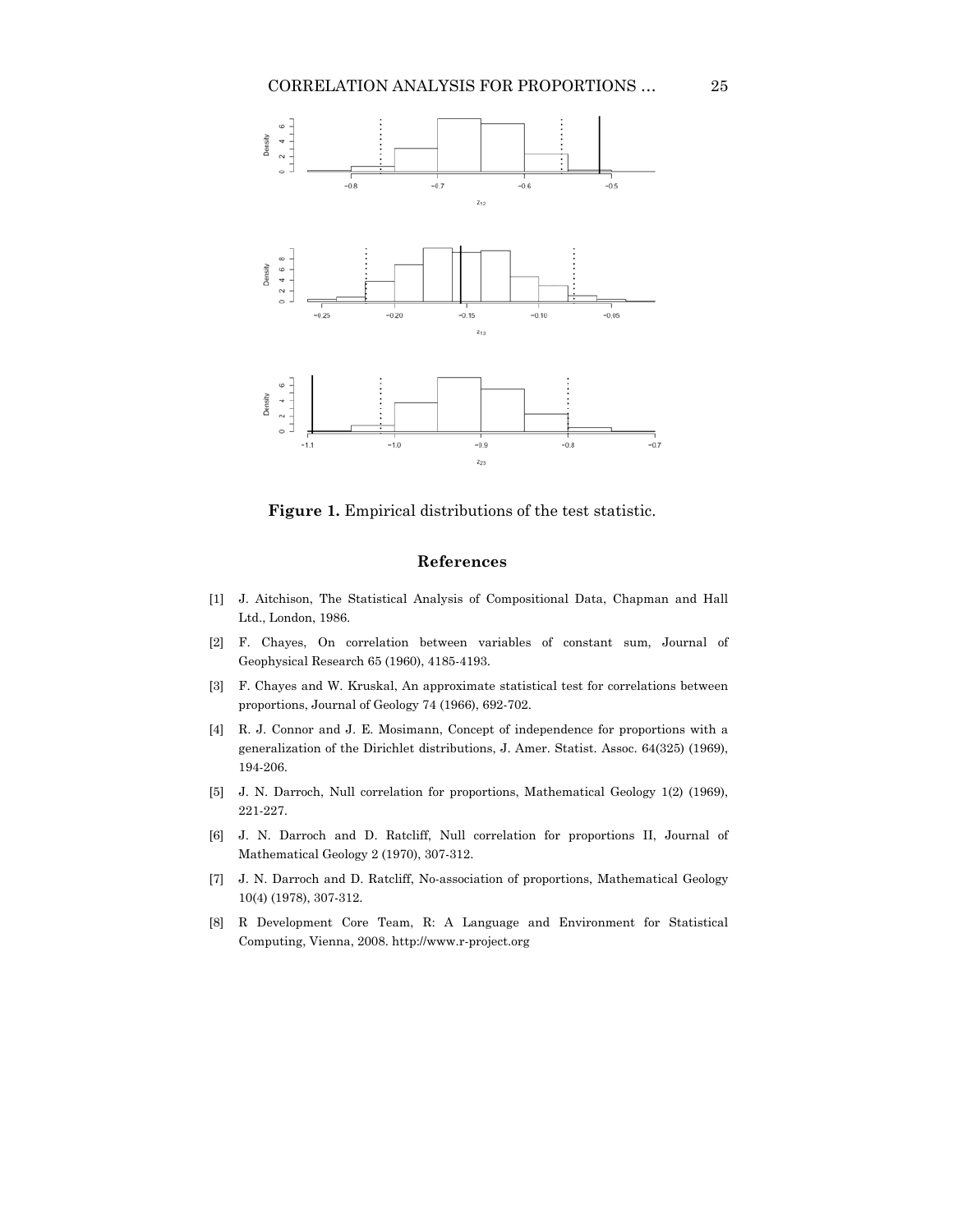**Figure 1.** Empirical distributions of the test statistic.

## References

[1] J. Aitchison, The Statistical Analysis of Compositional Data, Chapman and Hall Ltd., London, 1986.

[2] F. Chayes, On correlation between variables of constant sum, Journal of Geophysical Research 65 (1960), 4185-4193.

[3] F. Chayes and W. Kruskal, An approximate statistical test for correlations between proportions, Journal of Geology 74 (1966), 692-702.

[4] R. J. Connor and J. E. Mosimann, Concept of independence for proportions with a generalization of the Dirichlet distributions, J. Amer. Statist. Assoc. 64(325) (1969), 194-206.

[5] J. N. Darroch, Null correlation for proportions, Mathematical Geology 1(2) (1969), 221-227.

[6] J. N. Darroch and D. Ratcliff, Null correlation for proportions II, Journal of Mathematical Geology 2 (1970), 307-312.

[7] J. N. Darroch and D. Ratcliff, No-association of proportions, Mathematical Geology 10(4) (1978), 307-312.

[8] R Development Core Team, R: A Language and Environment for Statistical Computing, Vienna, 2008. http://www.r-project.org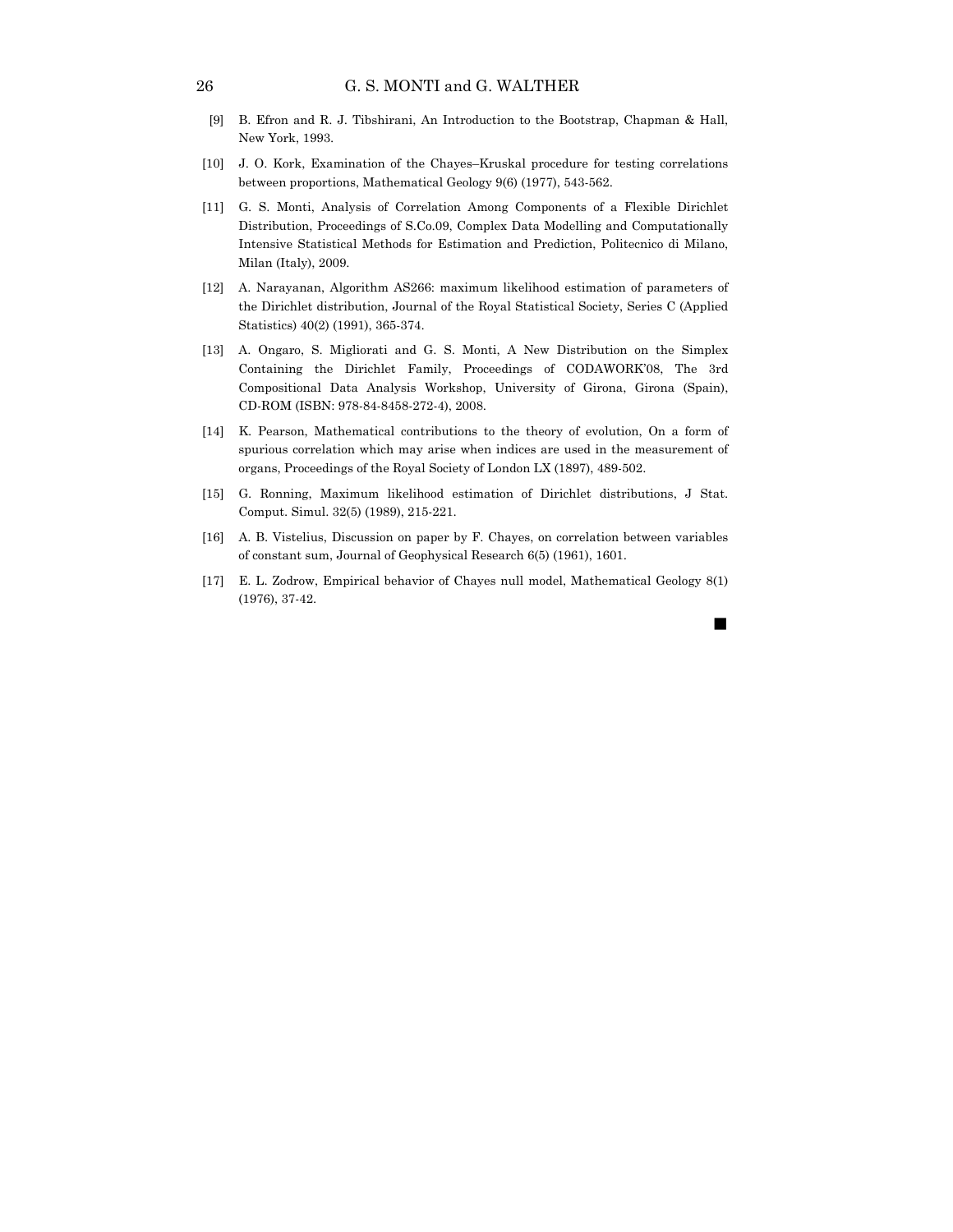[9] B. Efron and R. J. Tibshirani, An Introduction to the Bootstrap, Chapman & Hall, New York, 1993.

[10] J. O. Kork, Examination of the Chayes–Kruskal procedure for testing correlations between proportions, Mathematical Geology 9(6) (1977), 543-562.

[11] G. S. Monti, Analysis of Correlation Among Components of a Flexible Dirichlet Distribution, Proceedings of S.Co.09, Complex Data Modelling and Computationally Intensive Statistical Methods for Estimation and Prediction, Politecnico di Milano, Milan (Italy), 2009.

[12] A. Narayanan, Algorithm AS266: maximum likelihood estimation of parameters of the Dirichlet distribution, Journal of the Royal Statistical Society, Series C (Applied Statistics) 40(2) (1991), 365-374.

[13] A. Ongaro, S. Migliorati and G. S. Monti, A New Distribution on the Simplex Containing the Dirichlet Family, Proceedings of CODAWORK'08, The 3rd Compositional Data Analysis Workshop, University of Girona, Girona (Spain), CD-ROM (ISBN: 978-84-8458-272-4), 2008.

[14] K. Pearson, Mathematical contributions to the theory of evolution, On a form of spurious correlation which may arise when indices are used in the measurement of organs, Proceedings of the Royal Society of London LX (1897), 489-502.

[15] G. Ronning, Maximum likelihood estimation of Dirichlet distributions, J Stat. Comput. Simul. 32(5) (1989), 215-221.

[16] A. B. Vistelius, Discussion on paper by F. Chayes, on correlation between variables of constant sum, Journal of Geophysical Research 6(5) (1961), 1601.

[17] E. L. Zodrow, Empirical behavior of Chayes null model, Mathematical Geology 8(1) (1976), 37-42.

■